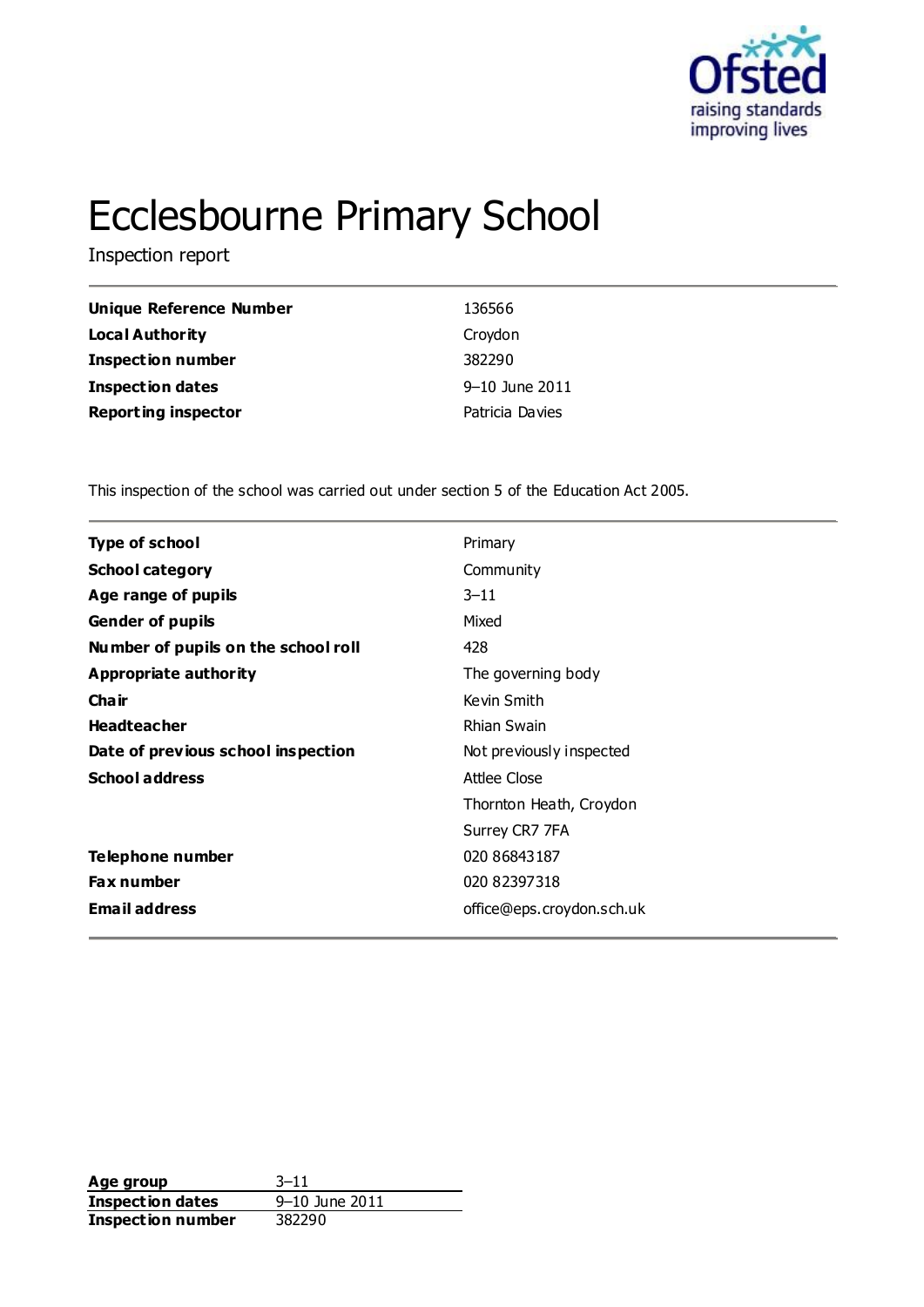# Ecclesbourne Primary School

Inspection report

| | |
|---|---|
| **Unique Reference Number** | 136566 |
| **Local Authority** | Croydon |
| **Inspection number** | 382290 |
| **Inspection dates** | 9–10 June 2011 |
| **Reporting inspector** | Patricia Davies |

This inspection of the school was carried out under section 5 of the Education Act 2005.

| | |
|---|---|
| **Type of school** | Primary |
| **School category** | Community |
| **Age range of pupils** | 3–11 |
| **Gender of pupils** | Mixed |
| **Number of pupils on the school roll** | 428 |
| **Appropriate authority** | The governing body |
| **Chair** | Kevin Smith |
| **Headteacher** | Rhian Swain |
| **Date of previous school inspection** | Not previously inspected |
| **School address** | Attlee Close<br>Thornton Heath, Croydon<br>Surrey CR7 7FA |
| **Telephone number** | 020 86843187 |
| **Fax number** | 020 82397318 |
| **Email address** | office@eps.croydon.sch.uk |

| | |
|---|---|
| **Age group** | 3–11 |
| **Inspection dates** | 9–10 June 2011 |
| **Inspection number** | 382290 |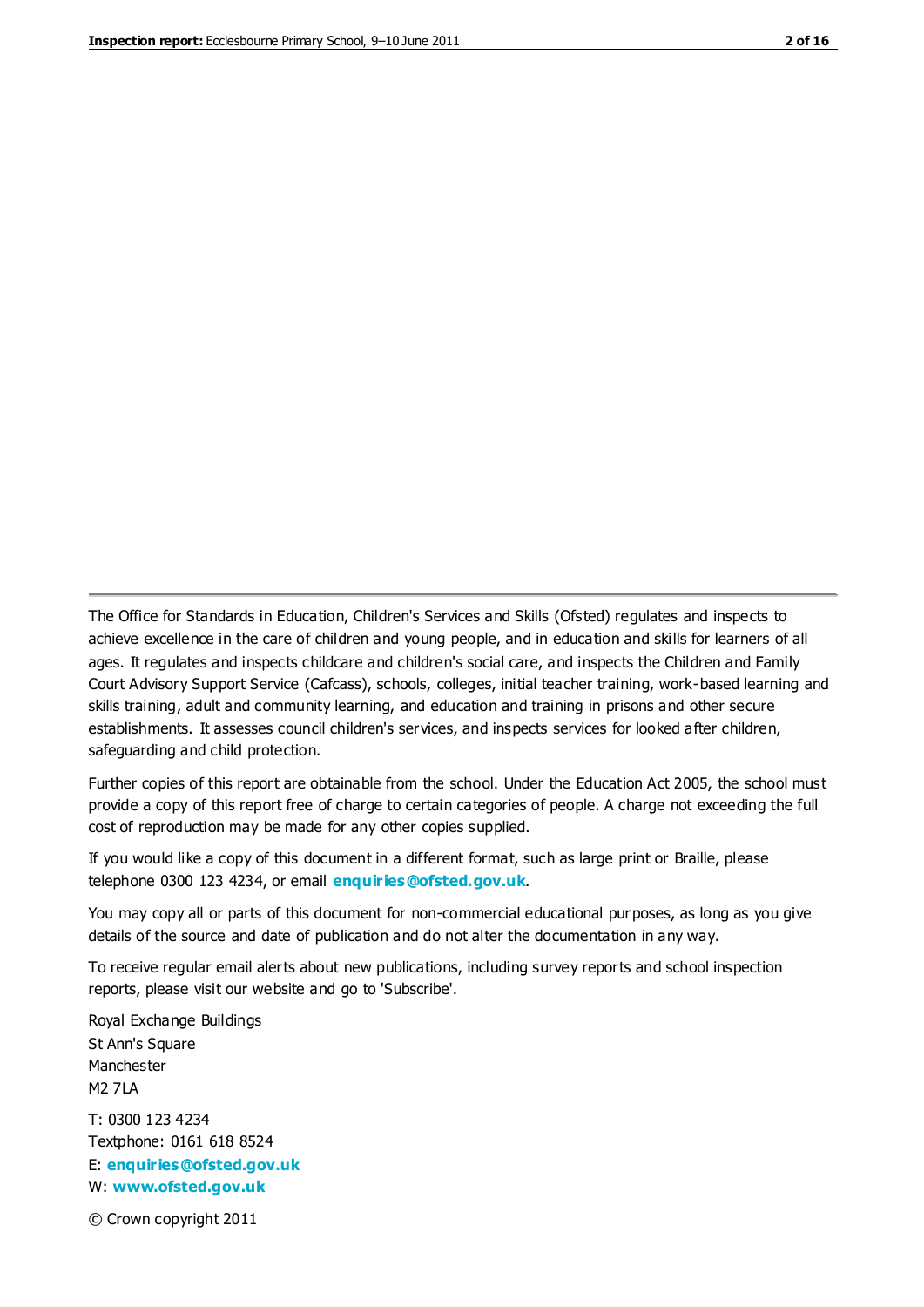The Office for Standards in Education, Children's Services and Skills (Ofsted) regulates and inspects to achieve excellence in the care of children and young people, and in education and skills for learners of all ages. It regulates and inspects childcare and children's social care, and inspects the Children and Family Court Advisory Support Service (Cafcass), schools, colleges, initial teacher training, work-based learning and skills training, adult and community learning, and education and training in prisons and other secure establishments. It assesses council children's services, and inspects services for looked after children, safeguarding and child protection.

Further copies of this report are obtainable from the school. Under the Education Act 2005, the school must provide a copy of this report free of charge to certain categories of people. A charge not exceeding the full cost of reproduction may be made for any other copies supplied.

If you would like a copy of this document in a different format, such as large print or Braille, please telephone 0300 123 4234, or email **enquiries@ofsted.gov.uk**.

You may copy all or parts of this document for non-commercial educational purposes, as long as you give details of the source and date of publication and do not alter the documentation in any way.

To receive regular email alerts about new publications, including survey reports and school inspection reports, please visit our website and go to 'Subscribe'.

Royal Exchange Buildings
St Ann's Square
Manchester
M2 7LA

T: 0300 123 4234
Textphone: 0161 618 8524
E: **enquiries@ofsted.gov.uk**
W: **www.ofsted.gov.uk**

© Crown copyright 2011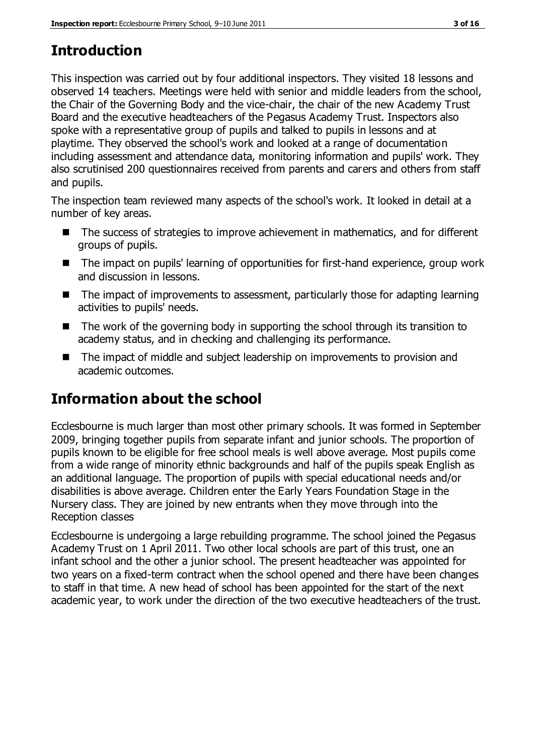## Introduction

This inspection was carried out by four additional inspectors. They visited 18 lessons and observed 14 teachers. Meetings were held with senior and middle leaders from the school, the Chair of the Governing Body and the vice-chair, the chair of the new Academy Trust Board and the executive headteachers of the Pegasus Academy Trust. Inspectors also spoke with a representative group of pupils and talked to pupils in lessons and at playtime. They observed the school's work and looked at a range of documentation including assessment and attendance data, monitoring information and pupils' work. They also scrutinised 200 questionnaires received from parents and carers and others from staff and pupils.

The inspection team reviewed many aspects of the school's work. It looked in detail at a number of key areas.

- The success of strategies to improve achievement in mathematics, and for different groups of pupils.
- The impact on pupils' learning of opportunities for first-hand experience, group work and discussion in lessons.
- The impact of improvements to assessment, particularly those for adapting learning activities to pupils' needs.
- The work of the governing body in supporting the school through its transition to academy status, and in checking and challenging its performance.
- The impact of middle and subject leadership on improvements to provision and academic outcomes.

## Information about the school

Ecclesbourne is much larger than most other primary schools. It was formed in September 2009, bringing together pupils from separate infant and junior schools. The proportion of pupils known to be eligible for free school meals is well above average. Most pupils come from a wide range of minority ethnic backgrounds and half of the pupils speak English as an additional language. The proportion of pupils with special educational needs and/or disabilities is above average. Children enter the Early Years Foundation Stage in the Nursery class. They are joined by new entrants when they move through into the Reception classes

Ecclesbourne is undergoing a large rebuilding programme. The school joined the Pegasus Academy Trust on 1 April 2011. Two other local schools are part of this trust, one an infant school and the other a junior school. The present headteacher was appointed for two years on a fixed-term contract when the school opened and there have been changes to staff in that time. A new head of school has been appointed for the start of the next academic year, to work under the direction of the two executive headteachers of the trust.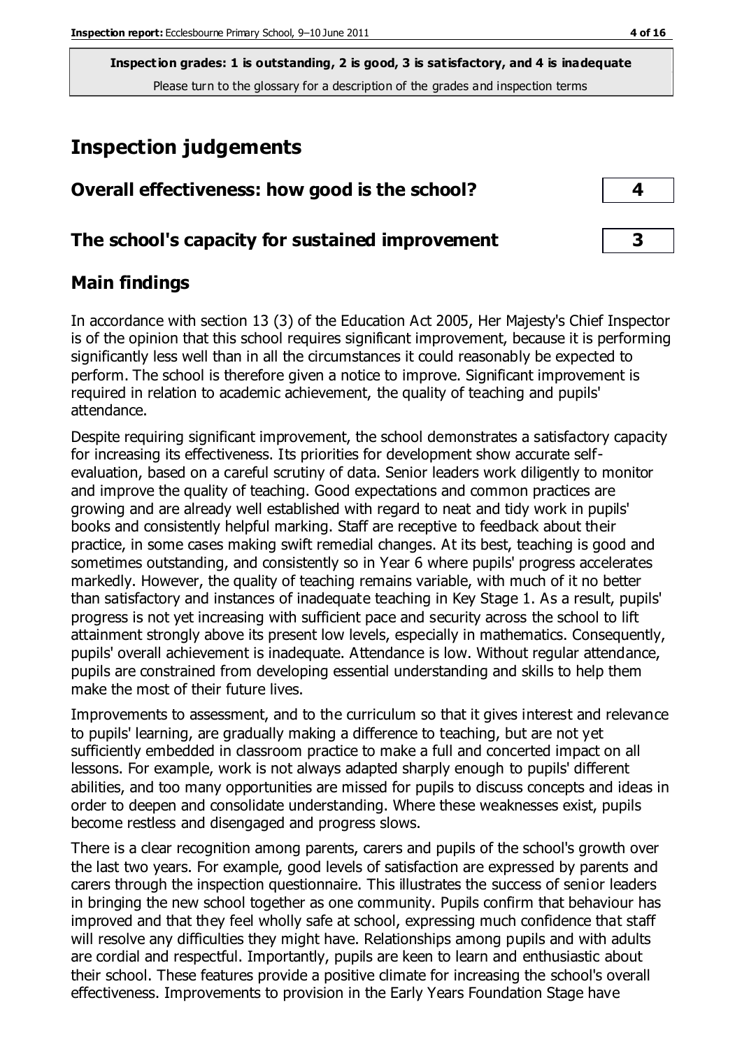**Inspection grades: 1 is outstanding, 2 is good, 3 is satisfactory, and 4 is inadequate**
Please turn to the glossary for a description of the grades and inspection terms

# Inspection judgements

| Overall effectiveness: how good is the school? | 4 |
|---|---|
| **The school's capacity for sustained improvement** | **3** |

## Main findings

In accordance with section 13 (3) of the Education Act 2005, Her Majesty's Chief Inspector is of the opinion that this school requires significant improvement, because it is performing significantly less well than in all the circumstances it could reasonably be expected to perform. The school is therefore given a notice to improve. Significant improvement is required in relation to academic achievement, the quality of teaching and pupils' attendance.

Despite requiring significant improvement, the school demonstrates a satisfactory capacity for increasing its effectiveness. Its priorities for development show accurate self-evaluation, based on a careful scrutiny of data. Senior leaders work diligently to monitor and improve the quality of teaching. Good expectations and common practices are growing and are already well established with regard to neat and tidy work in pupils' books and consistently helpful marking. Staff are receptive to feedback about their practice, in some cases making swift remedial changes. At its best, teaching is good and sometimes outstanding, and consistently so in Year 6 where pupils' progress accelerates markedly. However, the quality of teaching remains variable, with much of it no better than satisfactory and instances of inadequate teaching in Key Stage 1. As a result, pupils' progress is not yet increasing with sufficient pace and security across the school to lift attainment strongly above its present low levels, especially in mathematics. Consequently, pupils' overall achievement is inadequate. Attendance is low. Without regular attendance, pupils are constrained from developing essential understanding and skills to help them make the most of their future lives.

Improvements to assessment, and to the curriculum so that it gives interest and relevance to pupils' learning, are gradually making a difference to teaching, but are not yet sufficiently embedded in classroom practice to make a full and concerted impact on all lessons. For example, work is not always adapted sharply enough to pupils' different abilities, and too many opportunities are missed for pupils to discuss concepts and ideas in order to deepen and consolidate understanding. Where these weaknesses exist, pupils become restless and disengaged and progress slows.

There is a clear recognition among parents, carers and pupils of the school's growth over the last two years. For example, good levels of satisfaction are expressed by parents and carers through the inspection questionnaire. This illustrates the success of senior leaders in bringing the new school together as one community. Pupils confirm that behaviour has improved and that they feel wholly safe at school, expressing much confidence that staff will resolve any difficulties they might have. Relationships among pupils and with adults are cordial and respectful. Importantly, pupils are keen to learn and enthusiastic about their school. These features provide a positive climate for increasing the school's overall effectiveness. Improvements to provision in the Early Years Foundation Stage have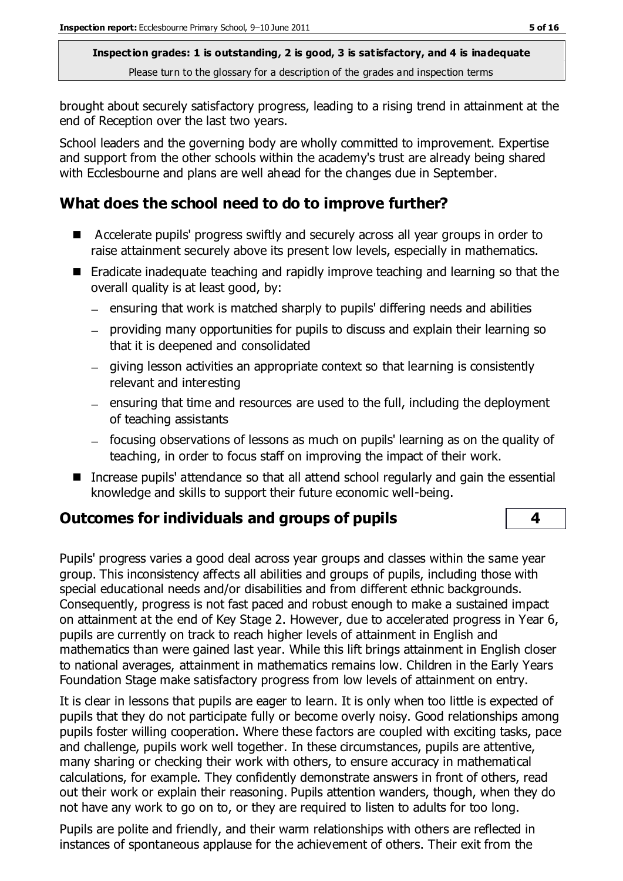brought about securely satisfactory progress, leading to a rising trend in attainment at the end of Reception over the last two years.

School leaders and the governing body are wholly committed to improvement. Expertise and support from the other schools within the academy's trust are already being shared with Ecclesbourne and plans are well ahead for the changes due in September.

## What does the school need to do to improve further?

- Accelerate pupils' progress swiftly and securely across all year groups in order to raise attainment securely above its present low levels, especially in mathematics.
- Eradicate inadequate teaching and rapidly improve teaching and learning so that the overall quality is at least good, by:
  - ensuring that work is matched sharply to pupils' differing needs and abilities
  - providing many opportunities for pupils to discuss and explain their learning so that it is deepened and consolidated
  - giving lesson activities an appropriate context so that learning is consistently relevant and interesting
  - ensuring that time and resources are used to the full, including the deployment of teaching assistants
  - focusing observations of lessons as much on pupils' learning as on the quality of teaching, in order to focus staff on improving the impact of their work.
- Increase pupils' attendance so that all attend school regularly and gain the essential knowledge and skills to support their future economic well-being.

## Outcomes for individuals and groups of pupils | 4

Pupils' progress varies a good deal across year groups and classes within the same year group. This inconsistency affects all abilities and groups of pupils, including those with special educational needs and/or disabilities and from different ethnic backgrounds. Consequently, progress is not fast paced and robust enough to make a sustained impact on attainment at the end of Key Stage 2. However, due to accelerated progress in Year 6, pupils are currently on track to reach higher levels of attainment in English and mathematics than were gained last year. While this lift brings attainment in English closer to national averages, attainment in mathematics remains low. Children in the Early Years Foundation Stage make satisfactory progress from low levels of attainment on entry.

It is clear in lessons that pupils are eager to learn. It is only when too little is expected of pupils that they do not participate fully or become overly noisy. Good relationships among pupils foster willing cooperation. Where these factors are coupled with exciting tasks, pace and challenge, pupils work well together. In these circumstances, pupils are attentive, many sharing or checking their work with others, to ensure accuracy in mathematical calculations, for example. They confidently demonstrate answers in front of others, read out their work or explain their reasoning. Pupils attention wanders, though, when they do not have any work to go on to, or they are required to listen to adults for too long.

Pupils are polite and friendly, and their warm relationships with others are reflected in instances of spontaneous applause for the achievement of others. Their exit from the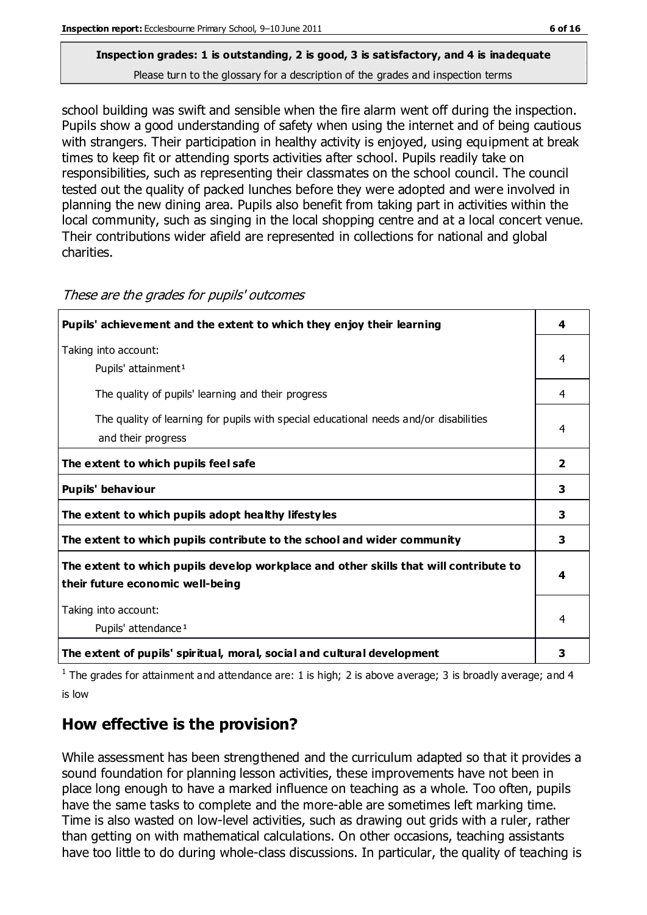**Inspection grades: 1 is outstanding, 2 is good, 3 is satisfactory, and 4 is inadequate**
Please turn to the glossary for a description of the grades and inspection terms

school building was swift and sensible when the fire alarm went off during the inspection. Pupils show a good understanding of safety when using the internet and of being cautious with strangers. Their participation in healthy activity is enjoyed, using equipment at break times to keep fit or attending sports activities after school. Pupils readily take on responsibilities, such as representing their classmates on the school council. The council tested out the quality of packed lunches before they were adopted and were involved in planning the new dining area. Pupils also benefit from taking part in activities within the local community, such as singing in the local shopping centre and at a local concert venue. Their contributions wider afield are represented in collections for national and global charities.

*These are the grades for pupils' outcomes*

| | |
|---|---|
| **Pupils' achievement and the extent to which they enjoy their learning** | **4** |
| Taking into account:<br>Pupils' attainment[1] | 4 |
| The quality of pupils' learning and their progress | 4 |
| The quality of learning for pupils with special educational needs and/or disabilities and their progress | 4 |
| **The extent to which pupils feel safe** | **2** |
| **Pupils' behaviour** | **3** |
| **The extent to which pupils adopt healthy lifestyles** | **3** |
| **The extent to which pupils contribute to the school and wider community** | **3** |
| **The extent to which pupils develop workplace and other skills that will contribute to their future economic well-being** | **4** |
| Taking into account:<br>Pupils' attendance[1] | 4 |
| **The extent of pupils' spiritual, moral, social and cultural development** | **3** |

[1] The grades for attainment and attendance are: 1 is high; 2 is above average; 3 is broadly average; and 4 is low

## How effective is the provision?

While assessment has been strengthened and the curriculum adapted so that it provides a sound foundation for planning lesson activities, these improvements have not been in place long enough to have a marked influence on teaching as a whole. Too often, pupils have the same tasks to complete and the more-able are sometimes left marking time. Time is also wasted on low-level activities, such as drawing out grids with a ruler, rather than getting on with mathematical calculations. On other occasions, teaching assistants have too little to do during whole-class discussions. In particular, the quality of teaching is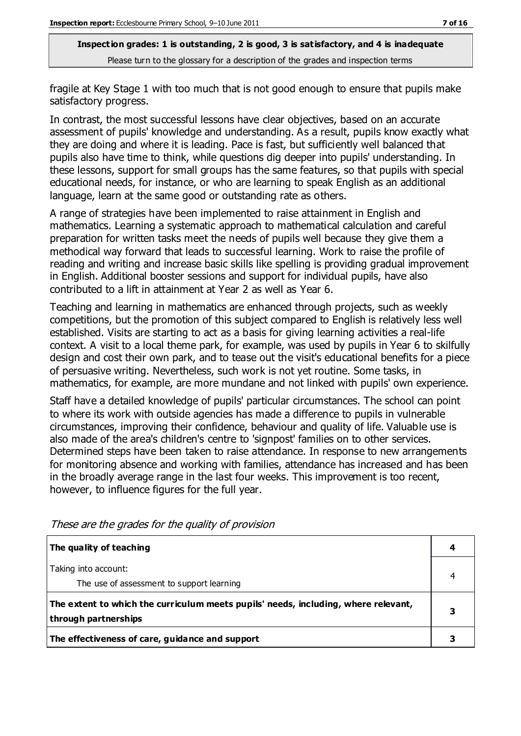fragile at Key Stage 1 with too much that is not good enough to ensure that pupils make satisfactory progress.

In contrast, the most successful lessons have clear objectives, based on an accurate assessment of pupils' knowledge and understanding. As a result, pupils know exactly what they are doing and where it is leading. Pace is fast, but sufficiently well balanced that pupils also have time to think, while questions dig deeper into pupils' understanding. In these lessons, support for small groups has the same features, so that pupils with special educational needs, for instance, or who are learning to speak English as an additional language, learn at the same good or outstanding rate as others.

A range of strategies have been implemented to raise attainment in English and mathematics. Learning a systematic approach to mathematical calculation and careful preparation for written tasks meet the needs of pupils well because they give them a methodical way forward that leads to successful learning. Work to raise the profile of reading and writing and increase basic skills like spelling is providing gradual improvement in English. Additional booster sessions and support for individual pupils, have also contributed to a lift in attainment at Year 2 as well as Year 6.

Teaching and learning in mathematics are enhanced through projects, such as weekly competitions, but the promotion of this subject compared to English is relatively less well established. Visits are starting to act as a basis for giving learning activities a real-life context. A visit to a local theme park, for example, was used by pupils in Year 6 to skilfully design and cost their own park, and to tease out the visit's educational benefits for a piece of persuasive writing. Nevertheless, such work is not yet routine. Some tasks, in mathematics, for example, are more mundane and not linked with pupils' own experience.

Staff have a detailed knowledge of pupils' particular circumstances. The school can point to where its work with outside agencies has made a difference to pupils in vulnerable circumstances, improving their confidence, behaviour and quality of life. Valuable use is also made of the area's children's centre to 'signpost' families on to other services. Determined steps have been taken to raise attendance. In response to new arrangements for monitoring absence and working with families, attendance has increased and has been in the broadly average range in the last four weeks. This improvement is too recent, however, to influence figures for the full year.

*These are the grades for the quality of provision*

| | |
|---|---|
| **The quality of teaching** | **4** |
| Taking into account: The use of assessment to support learning | 4 |
| **The extent to which the curriculum meets pupils' needs, including, where relevant, through partnerships** | **3** |
| **The effectiveness of care, guidance and support** | **3** |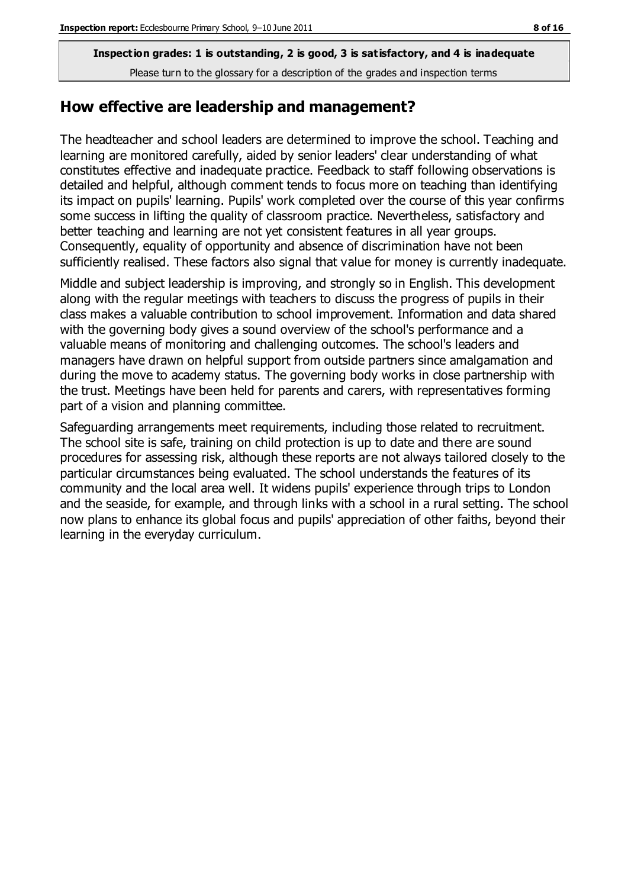**Inspection grades: 1 is outstanding, 2 is good, 3 is satisfactory, and 4 is inadequate**
Please turn to the glossary for a description of the grades and inspection terms

## How effective are leadership and management?

The headteacher and school leaders are determined to improve the school. Teaching and learning are monitored carefully, aided by senior leaders' clear understanding of what constitutes effective and inadequate practice. Feedback to staff following observations is detailed and helpful, although comment tends to focus more on teaching than identifying its impact on pupils' learning. Pupils' work completed over the course of this year confirms some success in lifting the quality of classroom practice. Nevertheless, satisfactory and better teaching and learning are not yet consistent features in all year groups. Consequently, equality of opportunity and absence of discrimination have not been sufficiently realised. These factors also signal that value for money is currently inadequate.

Middle and subject leadership is improving, and strongly so in English. This development along with the regular meetings with teachers to discuss the progress of pupils in their class makes a valuable contribution to school improvement. Information and data shared with the governing body gives a sound overview of the school's performance and a valuable means of monitoring and challenging outcomes. The school's leaders and managers have drawn on helpful support from outside partners since amalgamation and during the move to academy status. The governing body works in close partnership with the trust. Meetings have been held for parents and carers, with representatives forming part of a vision and planning committee.

Safeguarding arrangements meet requirements, including those related to recruitment. The school site is safe, training on child protection is up to date and there are sound procedures for assessing risk, although these reports are not always tailored closely to the particular circumstances being evaluated. The school understands the features of its community and the local area well. It widens pupils' experience through trips to London and the seaside, for example, and through links with a school in a rural setting. The school now plans to enhance its global focus and pupils' appreciation of other faiths, beyond their learning in the everyday curriculum.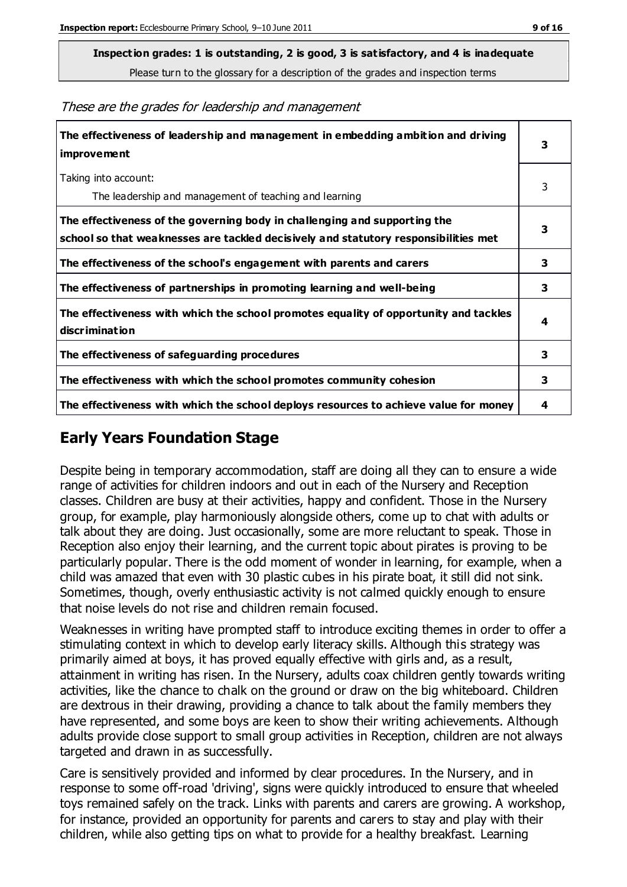**Inspection grades: 1 is outstanding, 2 is good, 3 is satisfactory, and 4 is inadequate**
Please turn to the glossary for a description of the grades and inspection terms

*These are the grades for leadership and management*

| | |
|---|---|
| **The effectiveness of leadership and management in embedding ambition and driving improvement** | **3** |
| Taking into account: The leadership and management of teaching and learning | 3 |
| **The effectiveness of the governing body in challenging and supporting the school so that weaknesses are tackled decisively and statutory responsibilities met** | **3** |
| **The effectiveness of the school's engagement with parents and carers** | **3** |
| **The effectiveness of partnerships in promoting learning and well-being** | **3** |
| **The effectiveness with which the school promotes equality of opportunity and tackles discrimination** | **4** |
| **The effectiveness of safeguarding procedures** | **3** |
| **The effectiveness with which the school promotes community cohesion** | **3** |
| **The effectiveness with which the school deploys resources to achieve value for money** | **4** |

## Early Years Foundation Stage

Despite being in temporary accommodation, staff are doing all they can to ensure a wide range of activities for children indoors and out in each of the Nursery and Reception classes. Children are busy at their activities, happy and confident. Those in the Nursery group, for example, play harmoniously alongside others, come up to chat with adults or talk about they are doing. Just occasionally, some are more reluctant to speak. Those in Reception also enjoy their learning, and the current topic about pirates is proving to be particularly popular. There is the odd moment of wonder in learning, for example, when a child was amazed that even with 30 plastic cubes in his pirate boat, it still did not sink. Sometimes, though, overly enthusiastic activity is not calmed quickly enough to ensure that noise levels do not rise and children remain focused.

Weaknesses in writing have prompted staff to introduce exciting themes in order to offer a stimulating context in which to develop early literacy skills. Although this strategy was primarily aimed at boys, it has proved equally effective with girls and, as a result, attainment in writing has risen. In the Nursery, adults coax children gently towards writing activities, like the chance to chalk on the ground or draw on the big whiteboard. Children are dextrous in their drawing, providing a chance to talk about the family members they have represented, and some boys are keen to show their writing achievements. Although adults provide close support to small group activities in Reception, children are not always targeted and drawn in as successfully.

Care is sensitively provided and informed by clear procedures. In the Nursery, and in response to some off-road 'driving', signs were quickly introduced to ensure that wheeled toys remained safely on the track. Links with parents and carers are growing. A workshop, for instance, provided an opportunity for parents and carers to stay and play with their children, while also getting tips on what to provide for a healthy breakfast. Learning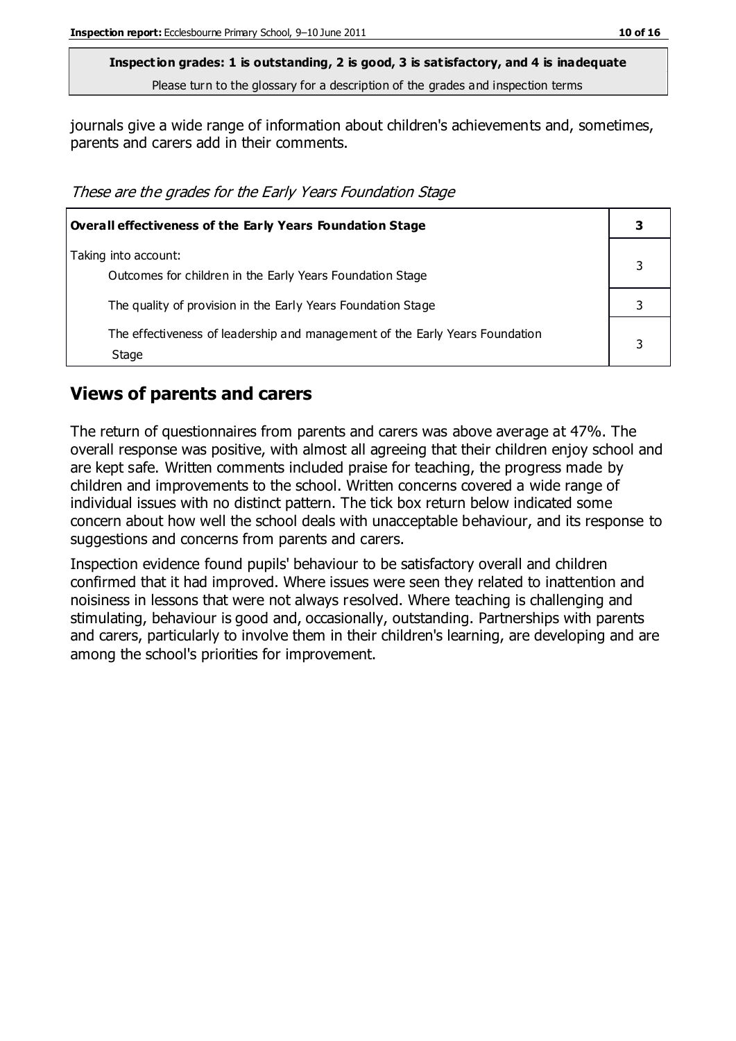**Inspection grades: 1 is outstanding, 2 is good, 3 is satisfactory, and 4 is inadequate**

Please turn to the glossary for a description of the grades and inspection terms

journals give a wide range of information about children's achievements and, sometimes, parents and carers add in their comments.

*These are the grades for the Early Years Foundation Stage*

| **Overall effectiveness of the Early Years Foundation Stage** | **3** |
|---|---|
| Taking into account:<br>Outcomes for children in the Early Years Foundation Stage | 3 |
| The quality of provision in the Early Years Foundation Stage | 3 |
| The effectiveness of leadership and management of the Early Years Foundation Stage | 3 |

## Views of parents and carers

The return of questionnaires from parents and carers was above average at 47%. The overall response was positive, with almost all agreeing that their children enjoy school and are kept safe. Written comments included praise for teaching, the progress made by children and improvements to the school. Written concerns covered a wide range of individual issues with no distinct pattern. The tick box return below indicated some concern about how well the school deals with unacceptable behaviour, and its response to suggestions and concerns from parents and carers.

Inspection evidence found pupils' behaviour to be satisfactory overall and children confirmed that it had improved. Where issues were seen they related to inattention and noisiness in lessons that were not always resolved. Where teaching is challenging and stimulating, behaviour is good and, occasionally, outstanding. Partnerships with parents and carers, particularly to involve them in their children's learning, are developing and are among the school's priorities for improvement.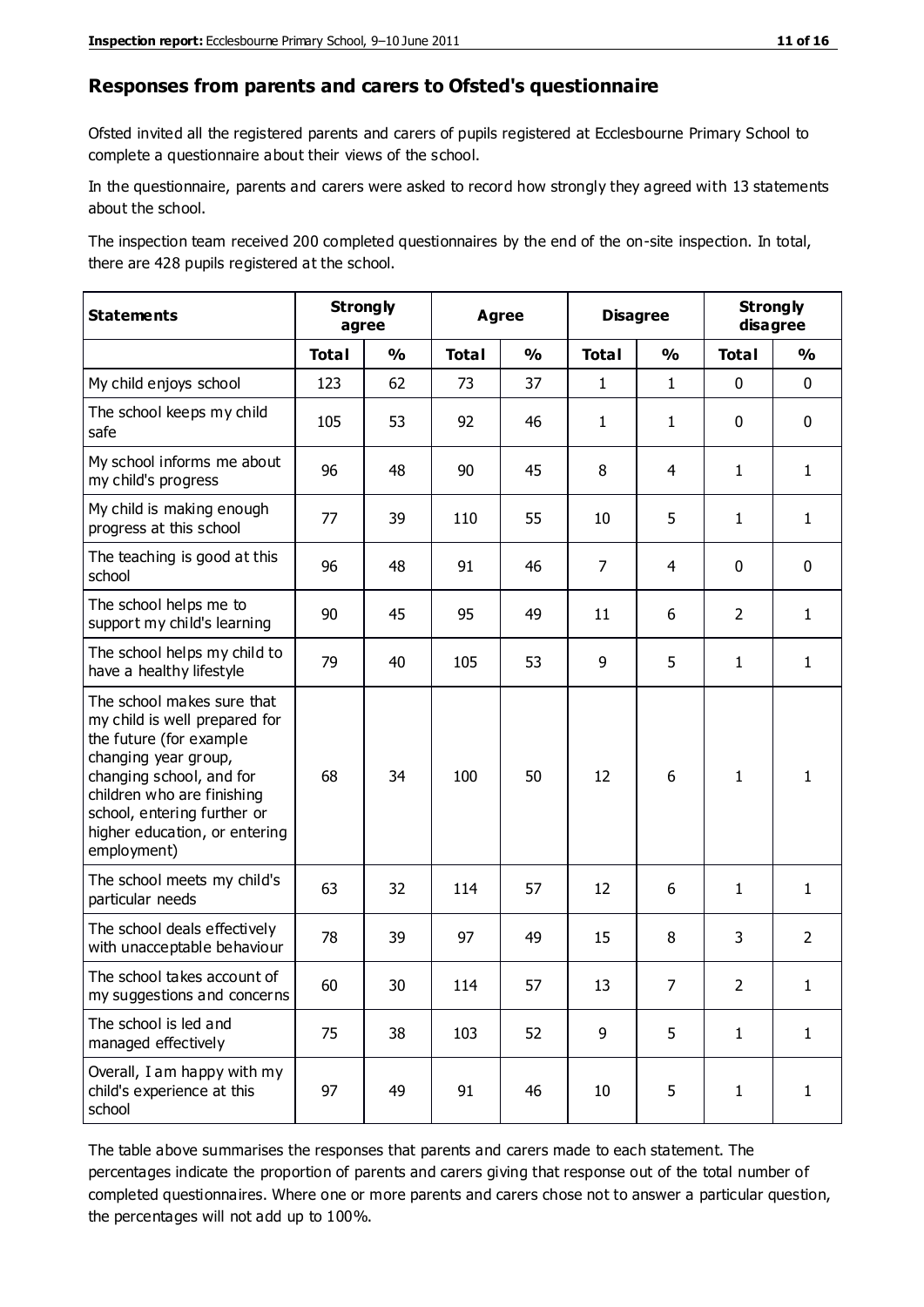## Responses from parents and carers to Ofsted's questionnaire

Ofsted invited all the registered parents and carers of pupils registered at Ecclesbourne Primary School to complete a questionnaire about their views of the school.

In the questionnaire, parents and carers were asked to record how strongly they agreed with 13 statements about the school.

The inspection team received 200 completed questionnaires by the end of the on-site inspection. In total, there are 428 pupils registered at the school.

| Statements | Strongly agree | | Agree | | Disagree | | Strongly disagree | |
|---|---|---|---|---|---|---|---|---|
| | Total | % | Total | % | Total | % | Total | % |
| My child enjoys school | 123 | 62 | 73 | 37 | 1 | 1 | 0 | 0 |
| The school keeps my child safe | 105 | 53 | 92 | 46 | 1 | 1 | 0 | 0 |
| My school informs me about my child's progress | 96 | 48 | 90 | 45 | 8 | 4 | 1 | 1 |
| My child is making enough progress at this school | 77 | 39 | 110 | 55 | 10 | 5 | 1 | 1 |
| The teaching is good at this school | 96 | 48 | 91 | 46 | 7 | 4 | 0 | 0 |
| The school helps me to support my child's learning | 90 | 45 | 95 | 49 | 11 | 6 | 2 | 1 |
| The school helps my child to have a healthy lifestyle | 79 | 40 | 105 | 53 | 9 | 5 | 1 | 1 |
| The school makes sure that my child is well prepared for the future (for example changing year group, changing school, and for children who are finishing school, entering further or higher education, or entering employment) | 68 | 34 | 100 | 50 | 12 | 6 | 1 | 1 |
| The school meets my child's particular needs | 63 | 32 | 114 | 57 | 12 | 6 | 1 | 1 |
| The school deals effectively with unacceptable behaviour | 78 | 39 | 97 | 49 | 15 | 8 | 3 | 2 |
| The school takes account of my suggestions and concerns | 60 | 30 | 114 | 57 | 13 | 7 | 2 | 1 |
| The school is led and managed effectively | 75 | 38 | 103 | 52 | 9 | 5 | 1 | 1 |
| Overall, I am happy with my child's experience at this school | 97 | 49 | 91 | 46 | 10 | 5 | 1 | 1 |

The table above summarises the responses that parents and carers made to each statement. The percentages indicate the proportion of parents and carers giving that response out of the total number of completed questionnaires. Where one or more parents and carers chose not to answer a particular question, the percentages will not add up to 100%.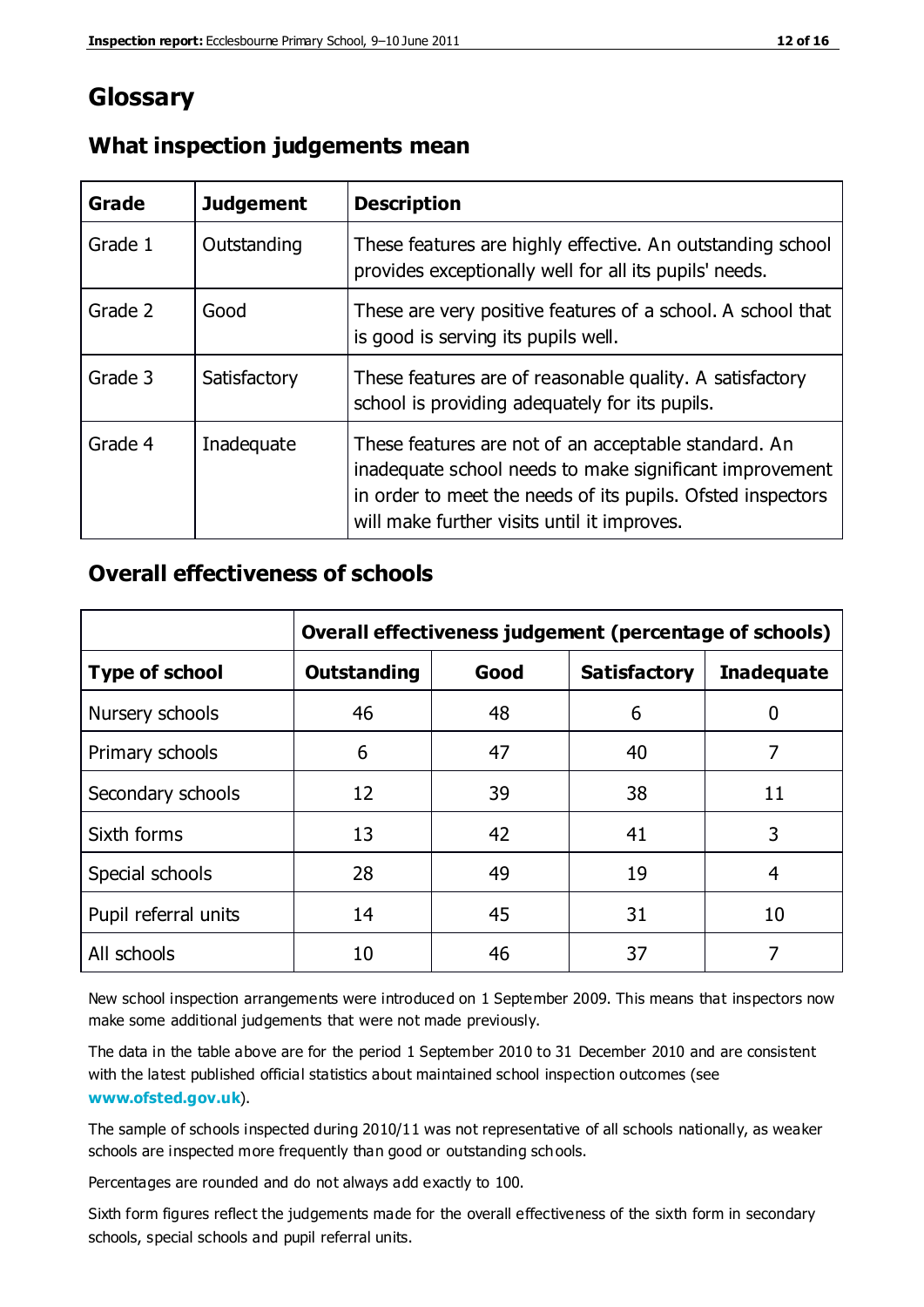# Glossary

## What inspection judgements mean

| Grade | Judgement | Description |
|---|---|---|
| Grade 1 | Outstanding | These features are highly effective. An outstanding school provides exceptionally well for all its pupils' needs. |
| Grade 2 | Good | These are very positive features of a school. A school that is good is serving its pupils well. |
| Grade 3 | Satisfactory | These features are of reasonable quality. A satisfactory school is providing adequately for its pupils. |
| Grade 4 | Inadequate | These features are not of an acceptable standard. An inadequate school needs to make significant improvement in order to meet the needs of its pupils. Ofsted inspectors will make further visits until it improves. |

## Overall effectiveness of schools

| | Overall effectiveness judgement (percentage of schools) | | | |
|---|---|---|---|---|
| **Type of school** | **Outstanding** | **Good** | **Satisfactory** | **Inadequate** |
| Nursery schools | 46 | 48 | 6 | 0 |
| Primary schools | 6 | 47 | 40 | 7 |
| Secondary schools | 12 | 39 | 38 | 11 |
| Sixth forms | 13 | 42 | 41 | 3 |
| Special schools | 28 | 49 | 19 | 4 |
| Pupil referral units | 14 | 45 | 31 | 10 |
| All schools | 10 | 46 | 37 | 7 |

New school inspection arrangements were introduced on 1 September 2009. This means that inspectors now make some additional judgements that were not made previously.

The data in the table above are for the period 1 September 2010 to 31 December 2010 and are consistent with the latest published official statistics about maintained school inspection outcomes (see **www.ofsted.gov.uk**).

The sample of schools inspected during 2010/11 was not representative of all schools nationally, as weaker schools are inspected more frequently than good or outstanding schools.

Percentages are rounded and do not always add exactly to 100.

Sixth form figures reflect the judgements made for the overall effectiveness of the sixth form in secondary schools, special schools and pupil referral units.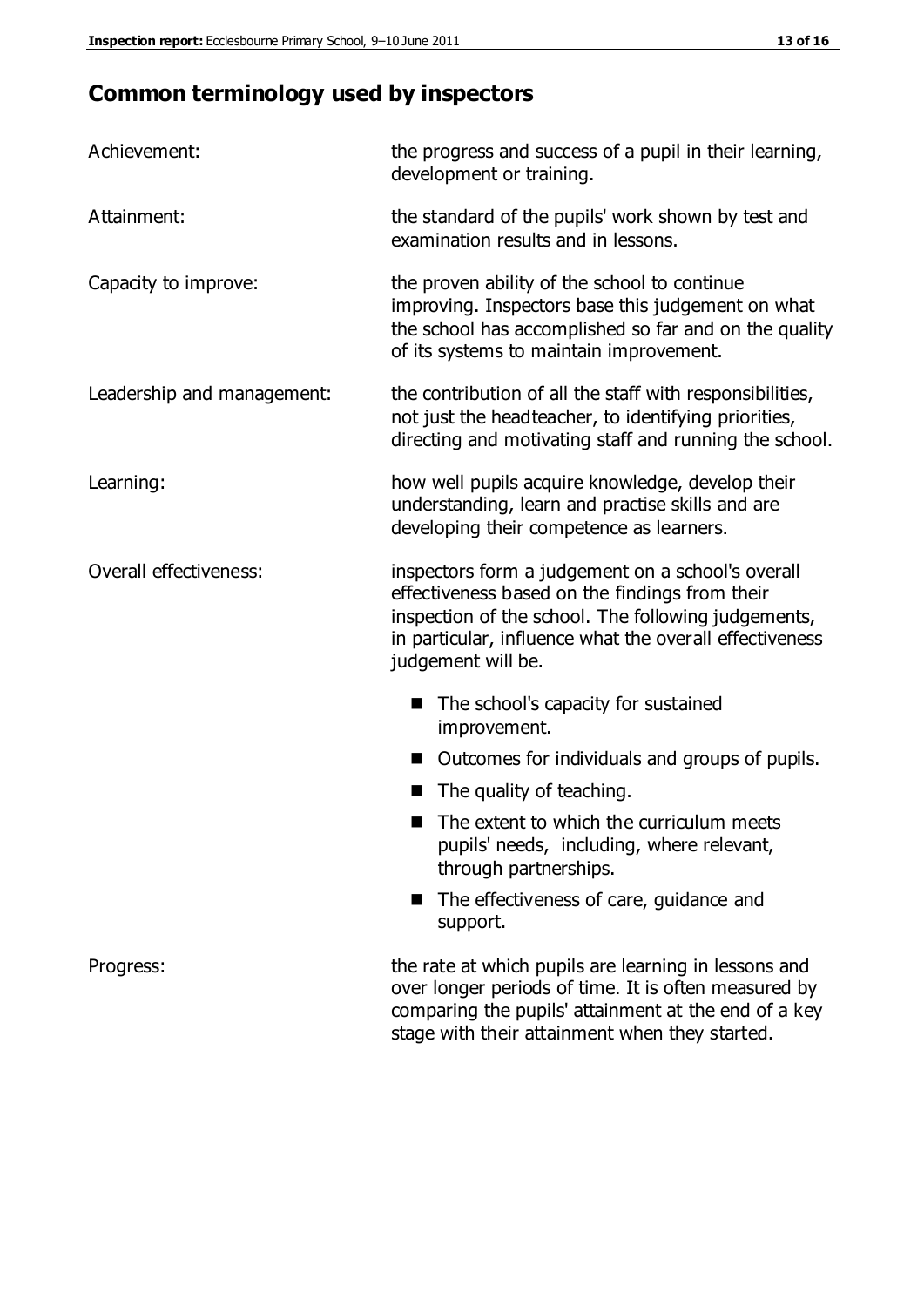## Common terminology used by inspectors

**Achievement:** the progress and success of a pupil in their learning, development or training.

**Attainment:** the standard of the pupils' work shown by test and examination results and in lessons.

**Capacity to improve:** the proven ability of the school to continue improving. Inspectors base this judgement on what the school has accomplished so far and on the quality of its systems to maintain improvement.

**Leadership and management:** the contribution of all the staff with responsibilities, not just the headteacher, to identifying priorities, directing and motivating staff and running the school.

**Learning:** how well pupils acquire knowledge, develop their understanding, learn and practise skills and are developing their competence as learners.

**Overall effectiveness:** inspectors form a judgement on a school's overall effectiveness based on the findings from their inspection of the school. The following judgements, in particular, influence what the overall effectiveness judgement will be.

- The school's capacity for sustained improvement.
- Outcomes for individuals and groups of pupils.
- The quality of teaching.
- The extent to which the curriculum meets pupils' needs, including, where relevant, through partnerships.
- The effectiveness of care, guidance and support.

**Progress:** the rate at which pupils are learning in lessons and over longer periods of time. It is often measured by comparing the pupils' attainment at the end of a key stage with their attainment when they started.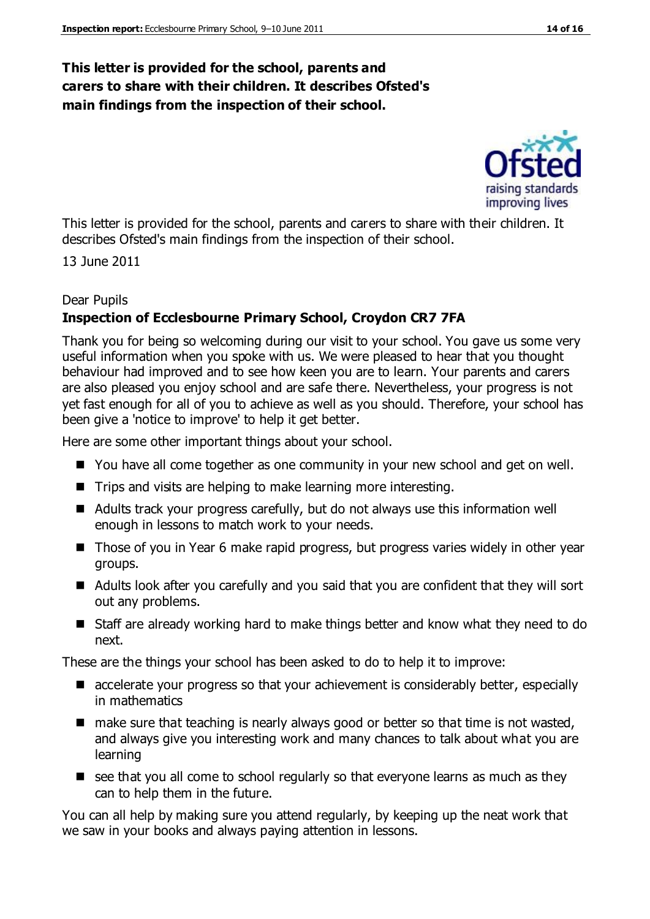**This letter is provided for the school, parents and carers to share with their children. It describes Ofsted's main findings from the inspection of their school.**

This letter is provided for the school, parents and carers to share with their children. It describes Ofsted's main findings from the inspection of their school.

13 June 2011

Dear Pupils

**Inspection of Ecclesbourne Primary School, Croydon CR7 7FA**

Thank you for being so welcoming during our visit to your school. You gave us some very useful information when you spoke with us. We were pleased to hear that you thought behaviour had improved and to see how keen you are to learn. Your parents and carers are also pleased you enjoy school and are safe there. Nevertheless, your progress is not yet fast enough for all of you to achieve as well as you should. Therefore, your school has been give a 'notice to improve' to help it get better.

Here are some other important things about your school.

- You have all come together as one community in your new school and get on well.
- Trips and visits are helping to make learning more interesting.
- Adults track your progress carefully, but do not always use this information well enough in lessons to match work to your needs.
- Those of you in Year 6 make rapid progress, but progress varies widely in other year groups.
- Adults look after you carefully and you said that you are confident that they will sort out any problems.
- Staff are already working hard to make things better and know what they need to do next.

These are the things your school has been asked to do to help it to improve:

- accelerate your progress so that your achievement is considerably better, especially in mathematics
- make sure that teaching is nearly always good or better so that time is not wasted, and always give you interesting work and many chances to talk about what you are learning
- see that you all come to school regularly so that everyone learns as much as they can to help them in the future.

You can all help by making sure you attend regularly, by keeping up the neat work that we saw in your books and always paying attention in lessons.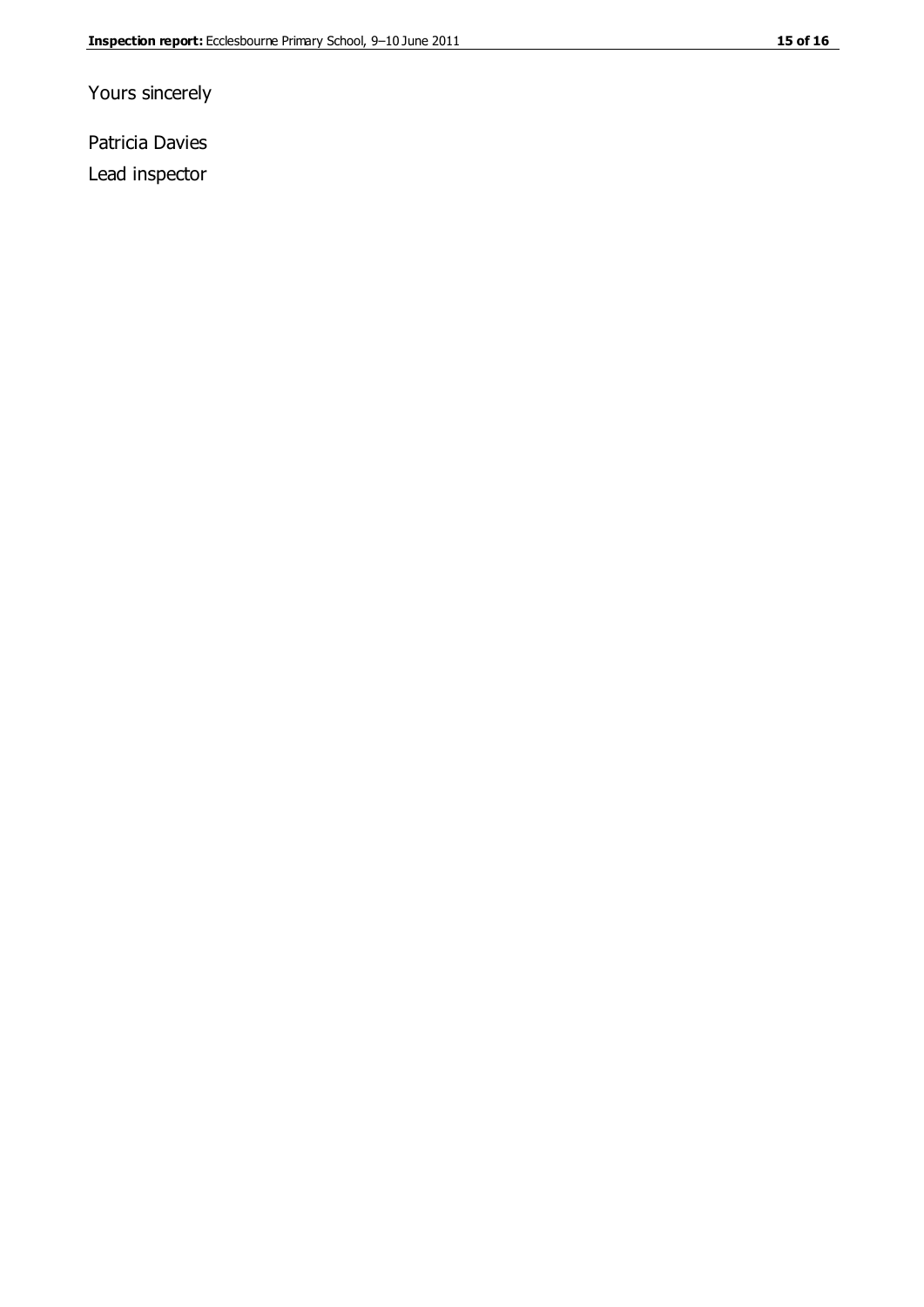Yours sincerely

Patricia Davies

Lead inspector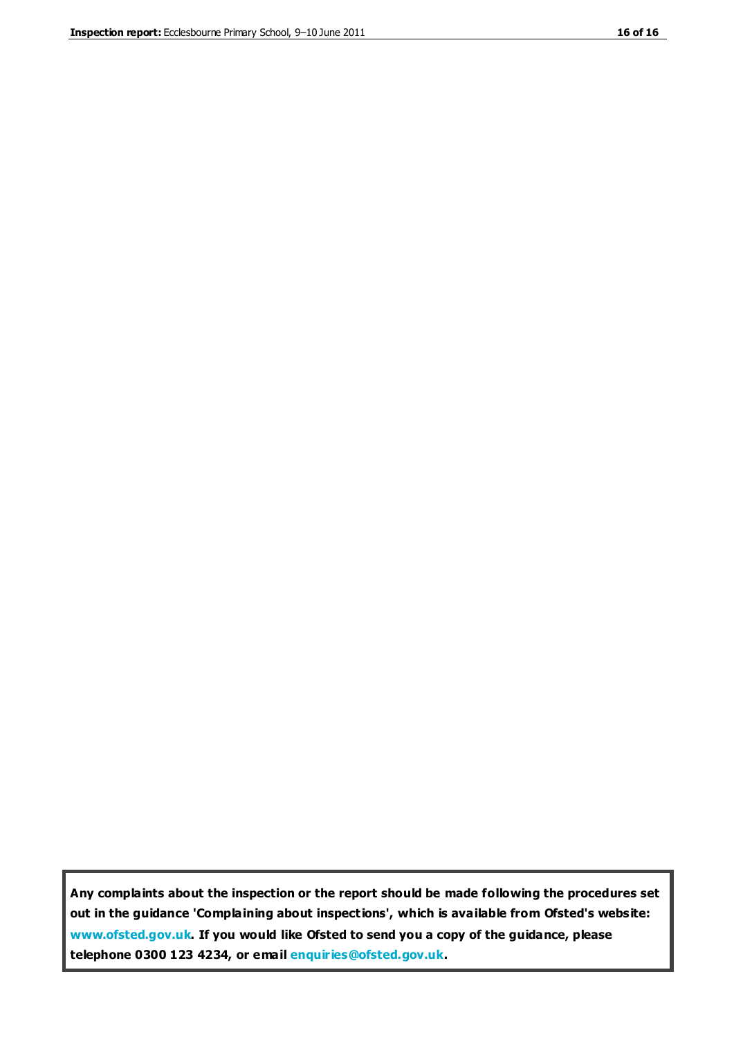**Any complaints about the inspection or the report should be made following the procedures set out in the guidance 'Complaining about inspections', which is available from Ofsted's website: www.ofsted.gov.uk. If you would like Ofsted to send you a copy of the guidance, please telephone 0300 123 4234, or email enquiries@ofsted.gov.uk.**